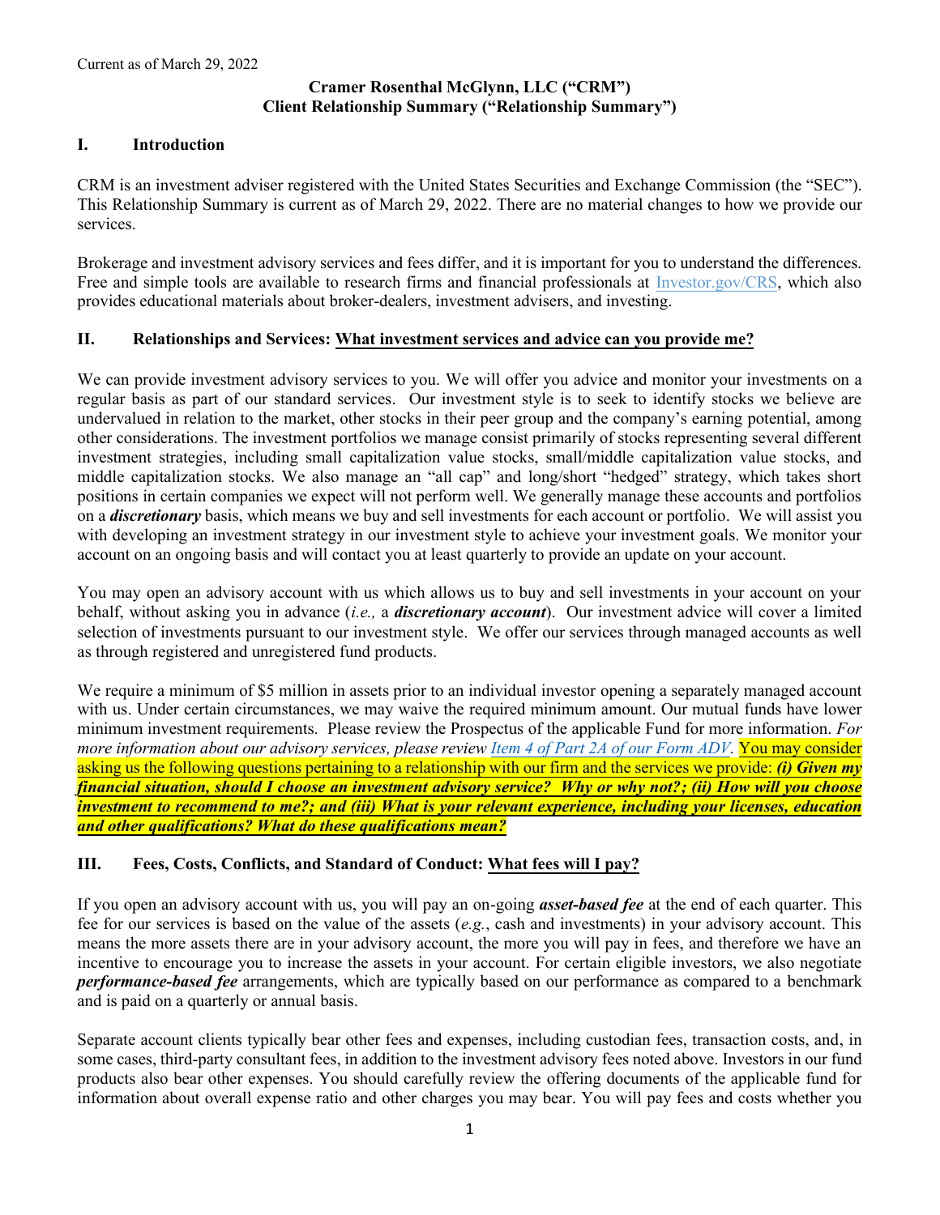Current as of March 29, 2022

**Cramer Rosenthal McGlynn, LLC ("CRM")**
**Client Relationship Summary ("Relationship Summary")**

## I. Introduction

CRM is an investment adviser registered with the United States Securities and Exchange Commission (the "SEC"). This Relationship Summary is current as of March 29, 2022. There are no material changes to how we provide our services.

Brokerage and investment advisory services and fees differ, and it is important for you to understand the differences. Free and simple tools are available to research firms and financial professionals at Investor.gov/CRS, which also provides educational materials about broker-dealers, investment advisers, and investing.

## II. Relationships and Services: What investment services and advice can you provide me?

We can provide investment advisory services to you. We will offer you advice and monitor your investments on a regular basis as part of our standard services. Our investment style is to seek to identify stocks we believe are undervalued in relation to the market, other stocks in their peer group and the company's earning potential, among other considerations. The investment portfolios we manage consist primarily of stocks representing several different investment strategies, including small capitalization value stocks, small/middle capitalization value stocks, and middle capitalization stocks. We also manage an "all cap" and long/short "hedged" strategy, which takes short positions in certain companies we expect will not perform well. We generally manage these accounts and portfolios on a ***discretionary*** basis, which means we buy and sell investments for each account or portfolio. We will assist you with developing an investment strategy in our investment style to achieve your investment goals. We monitor your account on an ongoing basis and will contact you at least quarterly to provide an update on your account.

You may open an advisory account with us which allows us to buy and sell investments in your account on your behalf, without asking you in advance (*i.e.,* a ***discretionary account***). Our investment advice will cover a limited selection of investments pursuant to our investment style. We offer our services through managed accounts as well as through registered and unregistered fund products.

We require a minimum of $5 million in assets prior to an individual investor opening a separately managed account with us. Under certain circumstances, we may waive the required minimum amount. Our mutual funds have lower minimum investment requirements. Please review the Prospectus of the applicable Fund for more information. *For more information about our advisory services, please review Item 4 of Part 2A of our Form ADV.* You may consider asking us the following questions pertaining to a relationship with our firm and the services we provide: ***(i) Given my financial situation, should I choose an investment advisory service? Why or why not?; (ii) How will you choose investment to recommend to me?; and (iii) What is your relevant experience, including your licenses, education and other qualifications? What do these qualifications mean?***

## III. Fees, Costs, Conflicts, and Standard of Conduct: What fees will I pay?

If you open an advisory account with us, you will pay an on-going ***asset-based fee*** at the end of each quarter. This fee for our services is based on the value of the assets (*e.g.*, cash and investments) in your advisory account. This means the more assets there are in your advisory account, the more you will pay in fees, and therefore we have an incentive to encourage you to increase the assets in your account. For certain eligible investors, we also negotiate ***performance-based fee*** arrangements, which are typically based on our performance as compared to a benchmark and is paid on a quarterly or annual basis.

Separate account clients typically bear other fees and expenses, including custodian fees, transaction costs, and, in some cases, third-party consultant fees, in addition to the investment advisory fees noted above. Investors in our fund products also bear other expenses. You should carefully review the offering documents of the applicable fund for information about overall expense ratio and other charges you may bear. You will pay fees and costs whether you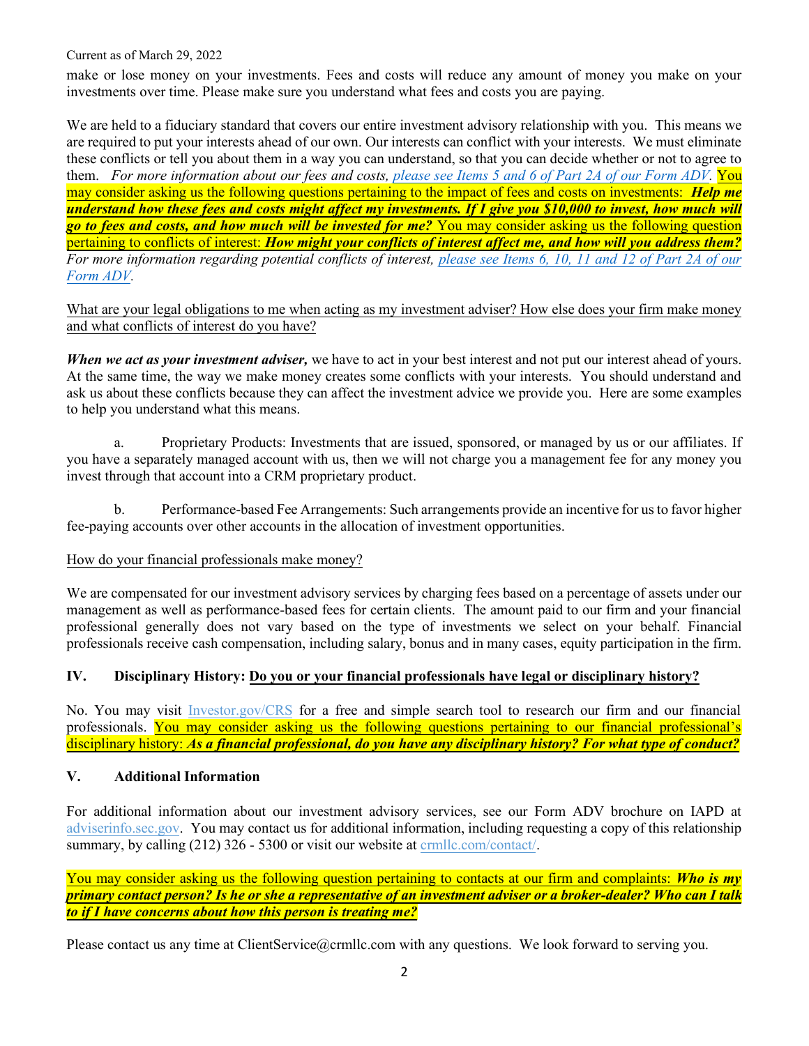make or lose money on your investments. Fees and costs will reduce any amount of money you make on your investments over time. Please make sure you understand what fees and costs you are paying.

We are held to a fiduciary standard that covers our entire investment advisory relationship with you. This means we are required to put your interests ahead of our own. Our interests can conflict with your interests. We must eliminate these conflicts or tell you about them in a way you can understand, so that you can decide whether or not to agree to them. *For more information about our fees and costs, please see Items 5 and 6 of Part 2A of our Form ADV.* You may consider asking us the following questions pertaining to the impact of fees and costs on investments: ***Help me understand how these fees and costs might affect my investments. If I give you $10,000 to invest, how much will go to fees and costs, and how much will be invested for me?*** You may consider asking us the following question pertaining to conflicts of interest: ***How might your conflicts of interest affect me, and how will you address them?*** *For more information regarding potential conflicts of interest, please see Items 6, 10, 11 and 12 of Part 2A of our Form ADV.*

What are your legal obligations to me when acting as my investment adviser? How else does your firm make money and what conflicts of interest do you have?

***When we act as your investment adviser,*** we have to act in your best interest and not put our interest ahead of yours. At the same time, the way we make money creates some conflicts with your interests. You should understand and ask us about these conflicts because they can affect the investment advice we provide you. Here are some examples to help you understand what this means.

a. Proprietary Products: Investments that are issued, sponsored, or managed by us or our affiliates. If you have a separately managed account with us, then we will not charge you a management fee for any money you invest through that account into a CRM proprietary product.

b. Performance-based Fee Arrangements: Such arrangements provide an incentive for us to favor higher fee-paying accounts over other accounts in the allocation of investment opportunities.

How do your financial professionals make money?

We are compensated for our investment advisory services by charging fees based on a percentage of assets under our management as well as performance-based fees for certain clients. The amount paid to our firm and your financial professional generally does not vary based on the type of investments we select on your behalf. Financial professionals receive cash compensation, including salary, bonus and in many cases, equity participation in the firm.

## IV. Disciplinary History: Do you or your financial professionals have legal or disciplinary history?

No. You may visit Investor.gov/CRS for a free and simple search tool to research our firm and our financial professionals. You may consider asking us the following questions pertaining to our financial professional's disciplinary history: ***As a financial professional, do you have any disciplinary history? For what type of conduct?***

## V. Additional Information

For additional information about our investment advisory services, see our Form ADV brochure on IAPD at adviserinfo.sec.gov. You may contact us for additional information, including requesting a copy of this relationship summary, by calling (212) 326 - 5300 or visit our website at crmllc.com/contact/.

You may consider asking us the following question pertaining to contacts at our firm and complaints: ***Who is my primary contact person? Is he or she a representative of an investment adviser or a broker-dealer? Who can I talk to if I have concerns about how this person is treating me?***

Please contact us any time at ClientService@crmllc.com with any questions. We look forward to serving you.